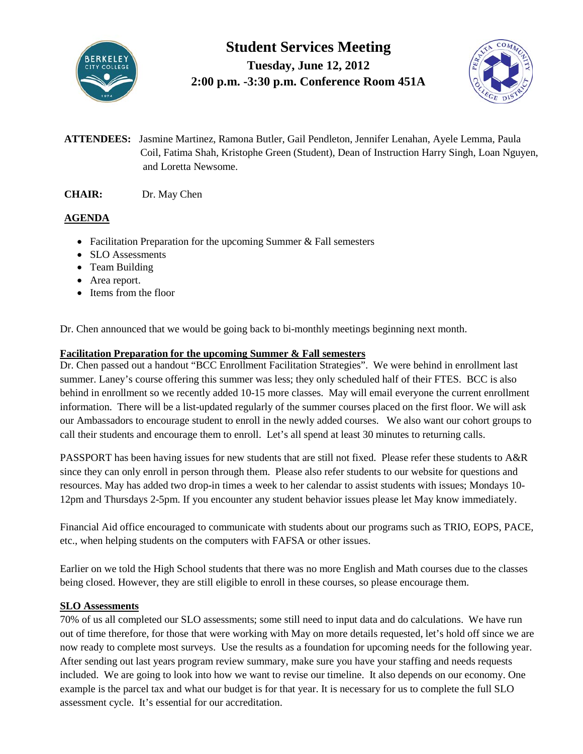# Student Services Meeting

**Tuesday, June 12, 2012**

**2:00 p.m. -3:30 p.m. Conference Room 451A**

**ATTENDEES:** Jasmine Martinez, Ramona Butler, Gail Pendleton, Jennifer Lenahan, Ayele Lemma, Paula Coil, Fatima Shah, Kristophe Green (Student), Dean of Instruction Harry Singh, Loan Nguyen, and Loretta Newsome.

**CHAIR:** Dr. May Chen

## AGENDA

- Facilitation Preparation for the upcoming Summer & Fall semesters
- SLO Assessments
- Team Building
- Area report.
- Items from the floor

Dr. Chen announced that we would be going back to bi-monthly meetings beginning next month.

### Facilitation Preparation for the upcoming Summer & Fall semesters

Dr. Chen passed out a handout "BCC Enrollment Facilitation Strategies". We were behind in enrollment last summer. Laney's course offering this summer was less; they only scheduled half of their FTES. BCC is also behind in enrollment so we recently added 10-15 more classes. May will email everyone the current enrollment information. There will be a list-updated regularly of the summer courses placed on the first floor. We will ask our Ambassadors to encourage student to enroll in the newly added courses. We also want our cohort groups to call their students and encourage them to enroll. Let's all spend at least 30 minutes to returning calls.

PASSPORT has been having issues for new students that are still not fixed. Please refer these students to A&R since they can only enroll in person through them. Please also refer students to our website for questions and resources. May has added two drop-in times a week to her calendar to assist students with issues; Mondays 10-12pm and Thursdays 2-5pm. If you encounter any student behavior issues please let May know immediately.

Financial Aid office encouraged to communicate with students about our programs such as TRIO, EOPS, PACE, etc., when helping students on the computers with FAFSA or other issues.

Earlier on we told the High School students that there was no more English and Math courses due to the classes being closed. However, they are still eligible to enroll in these courses, so please encourage them.

### SLO Assessments

70% of us all completed our SLO assessments; some still need to input data and do calculations. We have run out of time therefore, for those that were working with May on more details requested, let's hold off since we are now ready to complete most surveys. Use the results as a foundation for upcoming needs for the following year. After sending out last years program review summary, make sure you have your staffing and needs requests included. We are going to look into how we want to revise our timeline. It also depends on our economy. One example is the parcel tax and what our budget is for that year. It is necessary for us to complete the full SLO assessment cycle. It's essential for our accreditation.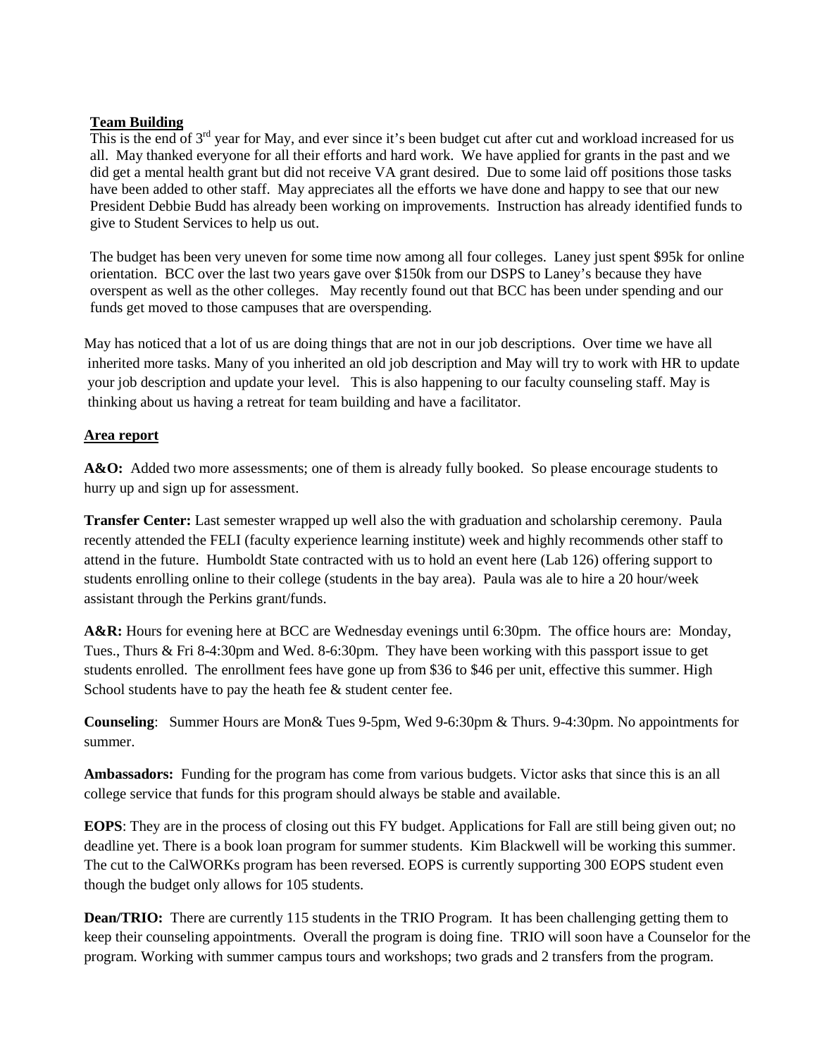**Team Building**

This is the end of 3rd year for May, and ever since it's been budget cut after cut and workload increased for us all. May thanked everyone for all their efforts and hard work. We have applied for grants in the past and we did get a mental health grant but did not receive VA grant desired. Due to some laid off positions those tasks have been added to other staff. May appreciates all the efforts we have done and happy to see that our new President Debbie Budd has already been working on improvements. Instruction has already identified funds to give to Student Services to help us out.

The budget has been very uneven for some time now among all four colleges. Laney just spent $95k for online orientation. BCC over the last two years gave over $150k from our DSPS to Laney's because they have overspent as well as the other colleges. May recently found out that BCC has been under spending and our funds get moved to those campuses that are overspending.

May has noticed that a lot of us are doing things that are not in our job descriptions. Over time we have all inherited more tasks. Many of you inherited an old job description and May will try to work with HR to update your job description and update your level. This is also happening to our faculty counseling staff. May is thinking about us having a retreat for team building and have a facilitator.

**Area report**

**A&O:** Added two more assessments; one of them is already fully booked. So please encourage students to hurry up and sign up for assessment.

**Transfer Center:** Last semester wrapped up well also the with graduation and scholarship ceremony. Paula recently attended the FELI (faculty experience learning institute) week and highly recommends other staff to attend in the future. Humboldt State contracted with us to hold an event here (Lab 126) offering support to students enrolling online to their college (students in the bay area). Paula was ale to hire a 20 hour/week assistant through the Perkins grant/funds.

**A&R:** Hours for evening here at BCC are Wednesday evenings until 6:30pm. The office hours are: Monday, Tues., Thurs & Fri 8-4:30pm and Wed. 8-6:30pm. They have been working with this passport issue to get students enrolled. The enrollment fees have gone up from $36 to $46 per unit, effective this summer. High School students have to pay the heath fee & student center fee.

**Counseling**: Summer Hours are Mon& Tues 9-5pm, Wed 9-6:30pm & Thurs. 9-4:30pm. No appointments for summer.

**Ambassadors:** Funding for the program has come from various budgets. Victor asks that since this is an all college service that funds for this program should always be stable and available.

**EOPS**: They are in the process of closing out this FY budget. Applications for Fall are still being given out; no deadline yet. There is a book loan program for summer students. Kim Blackwell will be working this summer. The cut to the CalWORKs program has been reversed. EOPS is currently supporting 300 EOPS student even though the budget only allows for 105 students.

**Dean/TRIO:** There are currently 115 students in the TRIO Program. It has been challenging getting them to keep their counseling appointments. Overall the program is doing fine. TRIO will soon have a Counselor for the program. Working with summer campus tours and workshops; two grads and 2 transfers from the program.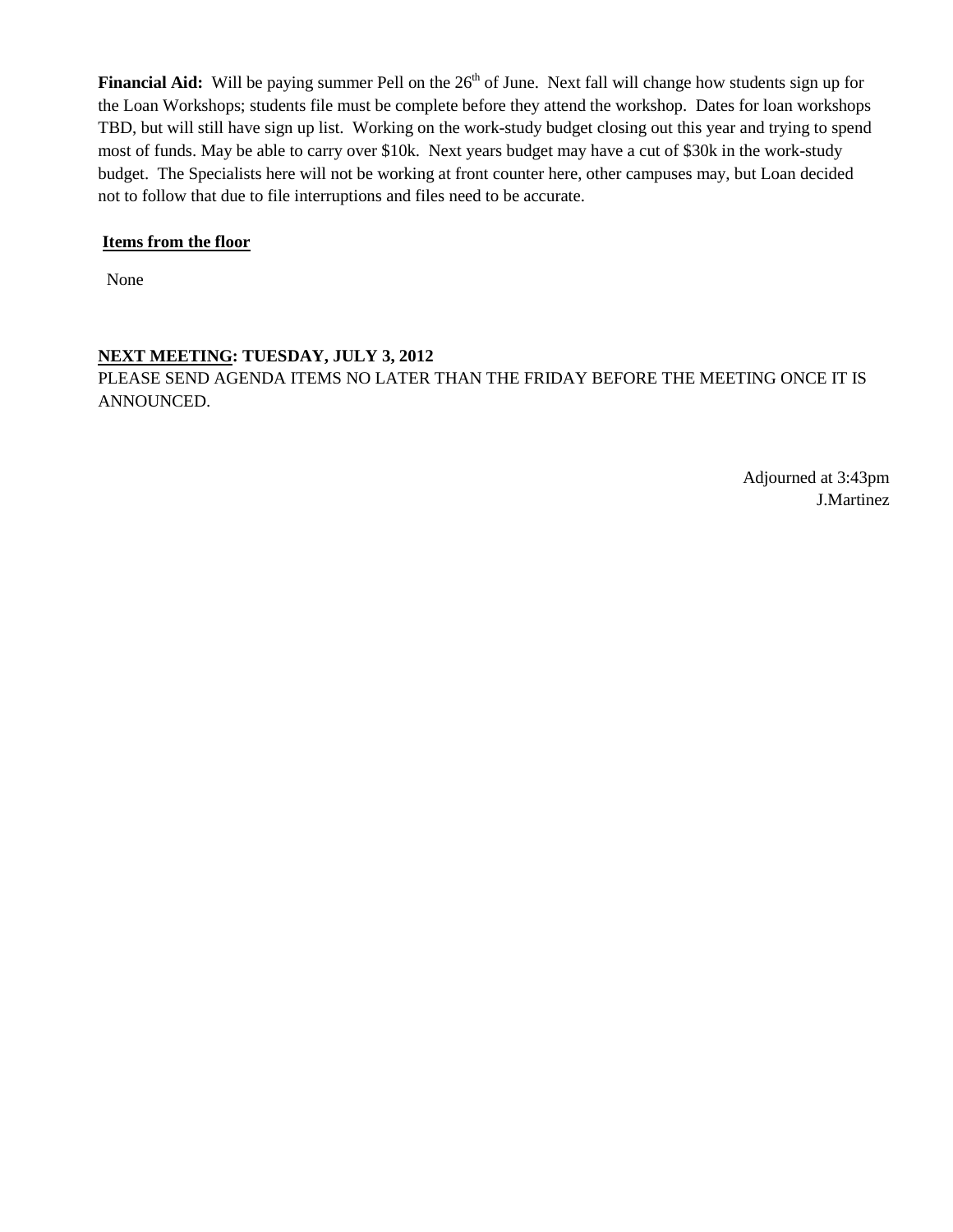**Financial Aid:** Will be paying summer Pell on the 26th of June. Next fall will change how students sign up for the Loan Workshops; students file must be complete before they attend the workshop. Dates for loan workshops TBD, but will still have sign up list. Working on the work-study budget closing out this year and trying to spend most of funds. May be able to carry over $10k. Next years budget may have a cut of $30k in the work-study budget. The Specialists here will not be working at front counter here, other campuses may, but Loan decided not to follow that due to file interruptions and files need to be accurate.

**Items from the floor**

None

**NEXT MEETING: TUESDAY, JULY 3, 2012**

PLEASE SEND AGENDA ITEMS NO LATER THAN THE FRIDAY BEFORE THE MEETING ONCE IT IS ANNOUNCED.

Adjourned at 3:43pm
J.Martinez